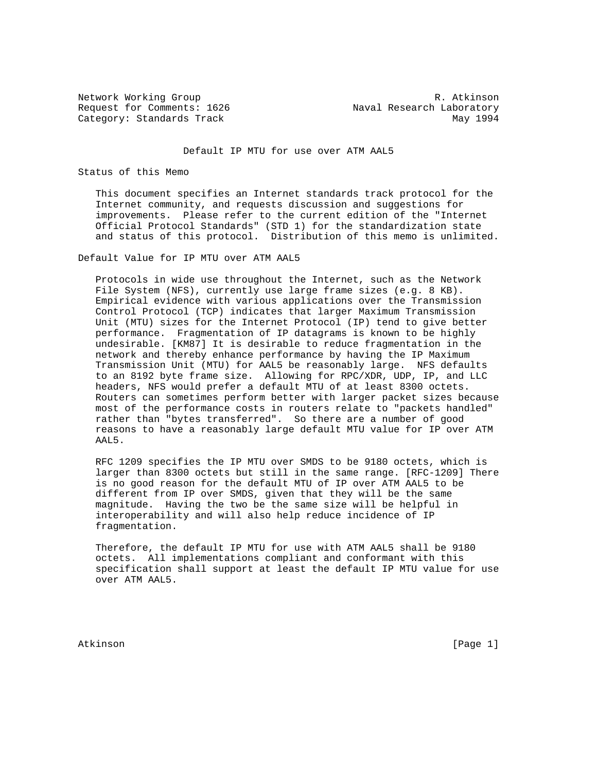Network Working Group R. Atkinson
Request for Comments: 1626 Naval Research Laboratory
Category: Standards Track May 1994

# Default IP MTU for use over ATM AAL5

## Status of this Memo

This document specifies an Internet standards track protocol for the Internet community, and requests discussion and suggestions for improvements. Please refer to the current edition of the "Internet Official Protocol Standards" (STD 1) for the standardization state and status of this protocol. Distribution of this memo is unlimited.

## Default Value for IP MTU over ATM AAL5

Protocols in wide use throughout the Internet, such as the Network File System (NFS), currently use large frame sizes (e.g. 8 KB). Empirical evidence with various applications over the Transmission Control Protocol (TCP) indicates that larger Maximum Transmission Unit (MTU) sizes for the Internet Protocol (IP) tend to give better performance. Fragmentation of IP datagrams is known to be highly undesirable. [KM87] It is desirable to reduce fragmentation in the network and thereby enhance performance by having the IP Maximum Transmission Unit (MTU) for AAL5 be reasonably large. NFS defaults to an 8192 byte frame size. Allowing for RPC/XDR, UDP, IP, and LLC headers, NFS would prefer a default MTU of at least 8300 octets. Routers can sometimes perform better with larger packet sizes because most of the performance costs in routers relate to "packets handled" rather than "bytes transferred". So there are a number of good reasons to have a reasonably large default MTU value for IP over ATM AAL5.

RFC 1209 specifies the IP MTU over SMDS to be 9180 octets, which is larger than 8300 octets but still in the same range. [RFC-1209] There is no good reason for the default MTU of IP over ATM AAL5 to be different from IP over SMDS, given that they will be the same magnitude. Having the two be the same size will be helpful in interoperability and will also help reduce incidence of IP fragmentation.

Therefore, the default IP MTU for use with ATM AAL5 shall be 9180 octets. All implementations compliant and conformant with this specification shall support at least the default IP MTU value for use over ATM AAL5.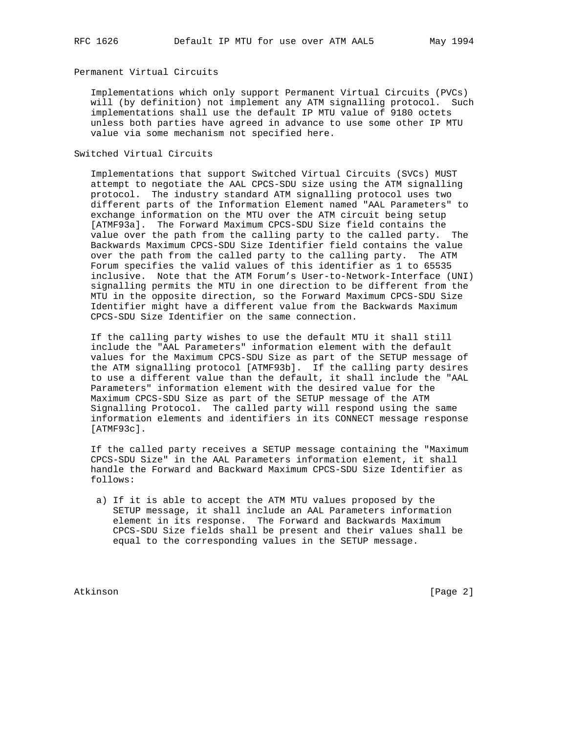## Permanent Virtual Circuits

Implementations which only support Permanent Virtual Circuits (PVCs) will (by definition) not implement any ATM signalling protocol. Such implementations shall use the default IP MTU value of 9180 octets unless both parties have agreed in advance to use some other IP MTU value via some mechanism not specified here.

## Switched Virtual Circuits

Implementations that support Switched Virtual Circuits (SVCs) MUST attempt to negotiate the AAL CPCS-SDU size using the ATM signalling protocol. The industry standard ATM signalling protocol uses two different parts of the Information Element named "AAL Parameters" to exchange information on the MTU over the ATM circuit being setup [ATMF93a]. The Forward Maximum CPCS-SDU Size field contains the value over the path from the calling party to the called party. The Backwards Maximum CPCS-SDU Size Identifier field contains the value over the path from the called party to the calling party. The ATM Forum specifies the valid values of this identifier as 1 to 65535 inclusive. Note that the ATM Forum's User-to-Network-Interface (UNI) signalling permits the MTU in one direction to be different from the MTU in the opposite direction, so the Forward Maximum CPCS-SDU Size Identifier might have a different value from the Backwards Maximum CPCS-SDU Size Identifier on the same connection.

If the calling party wishes to use the default MTU it shall still include the "AAL Parameters" information element with the default values for the Maximum CPCS-SDU Size as part of the SETUP message of the ATM signalling protocol [ATMF93b]. If the calling party desires to use a different value than the default, it shall include the "AAL Parameters" information element with the desired value for the Maximum CPCS-SDU Size as part of the SETUP message of the ATM Signalling Protocol. The called party will respond using the same information elements and identifiers in its CONNECT message response [ATMF93c].

If the called party receives a SETUP message containing the "Maximum CPCS-SDU Size" in the AAL Parameters information element, it shall handle the Forward and Backward Maximum CPCS-SDU Size Identifier as follows:

a) If it is able to accept the ATM MTU values proposed by the SETUP message, it shall include an AAL Parameters information element in its response. The Forward and Backwards Maximum CPCS-SDU Size fields shall be present and their values shall be equal to the corresponding values in the SETUP message.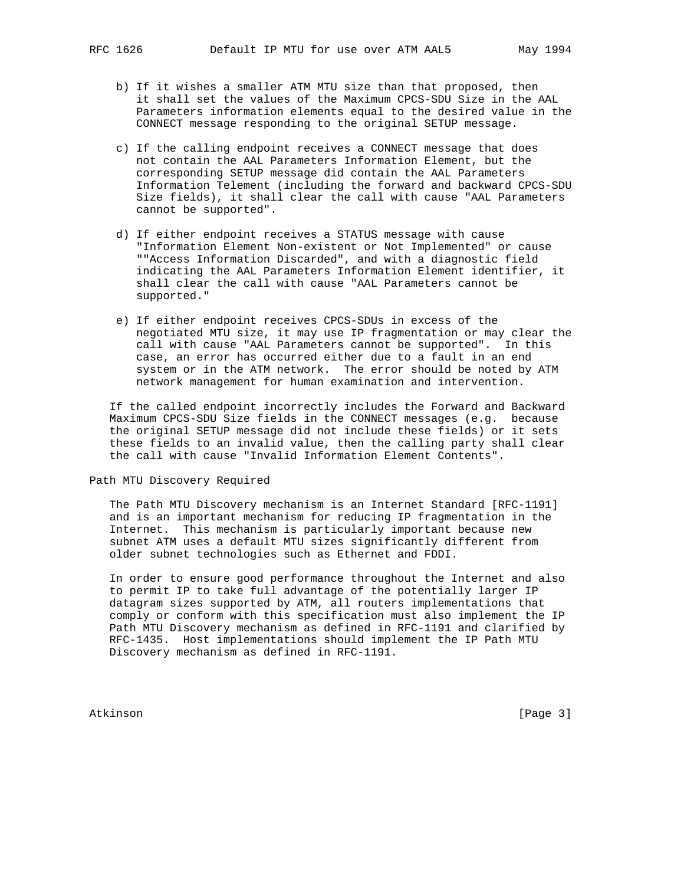b) If it wishes a smaller ATM MTU size than that proposed, then it shall set the values of the Maximum CPCS-SDU Size in the AAL Parameters information elements equal to the desired value in the CONNECT message responding to the original SETUP message.

c) If the calling endpoint receives a CONNECT message that does not contain the AAL Parameters Information Element, but the corresponding SETUP message did contain the AAL Parameters Information Telement (including the forward and backward CPCS-SDU Size fields), it shall clear the call with cause "AAL Parameters cannot be supported".

d) If either endpoint receives a STATUS message with cause "Information Element Non-existent or Not Implemented" or cause ""Access Information Discarded", and with a diagnostic field indicating the AAL Parameters Information Element identifier, it shall clear the call with cause "AAL Parameters cannot be supported."

e) If either endpoint receives CPCS-SDUs in excess of the negotiated MTU size, it may use IP fragmentation or may clear the call with cause "AAL Parameters cannot be supported". In this case, an error has occurred either due to a fault in an end system or in the ATM network. The error should be noted by ATM network management for human examination and intervention.

If the called endpoint incorrectly includes the Forward and Backward Maximum CPCS-SDU Size fields in the CONNECT messages (e.g. because the original SETUP message did not include these fields) or it sets these fields to an invalid value, then the calling party shall clear the call with cause "Invalid Information Element Contents".

## Path MTU Discovery Required

The Path MTU Discovery mechanism is an Internet Standard [RFC-1191] and is an important mechanism for reducing IP fragmentation in the Internet. This mechanism is particularly important because new subnet ATM uses a default MTU sizes significantly different from older subnet technologies such as Ethernet and FDDI.

In order to ensure good performance throughout the Internet and also to permit IP to take full advantage of the potentially larger IP datagram sizes supported by ATM, all routers implementations that comply or conform with this specification must also implement the IP Path MTU Discovery mechanism as defined in RFC-1191 and clarified by RFC-1435. Host implementations should implement the IP Path MTU Discovery mechanism as defined in RFC-1191.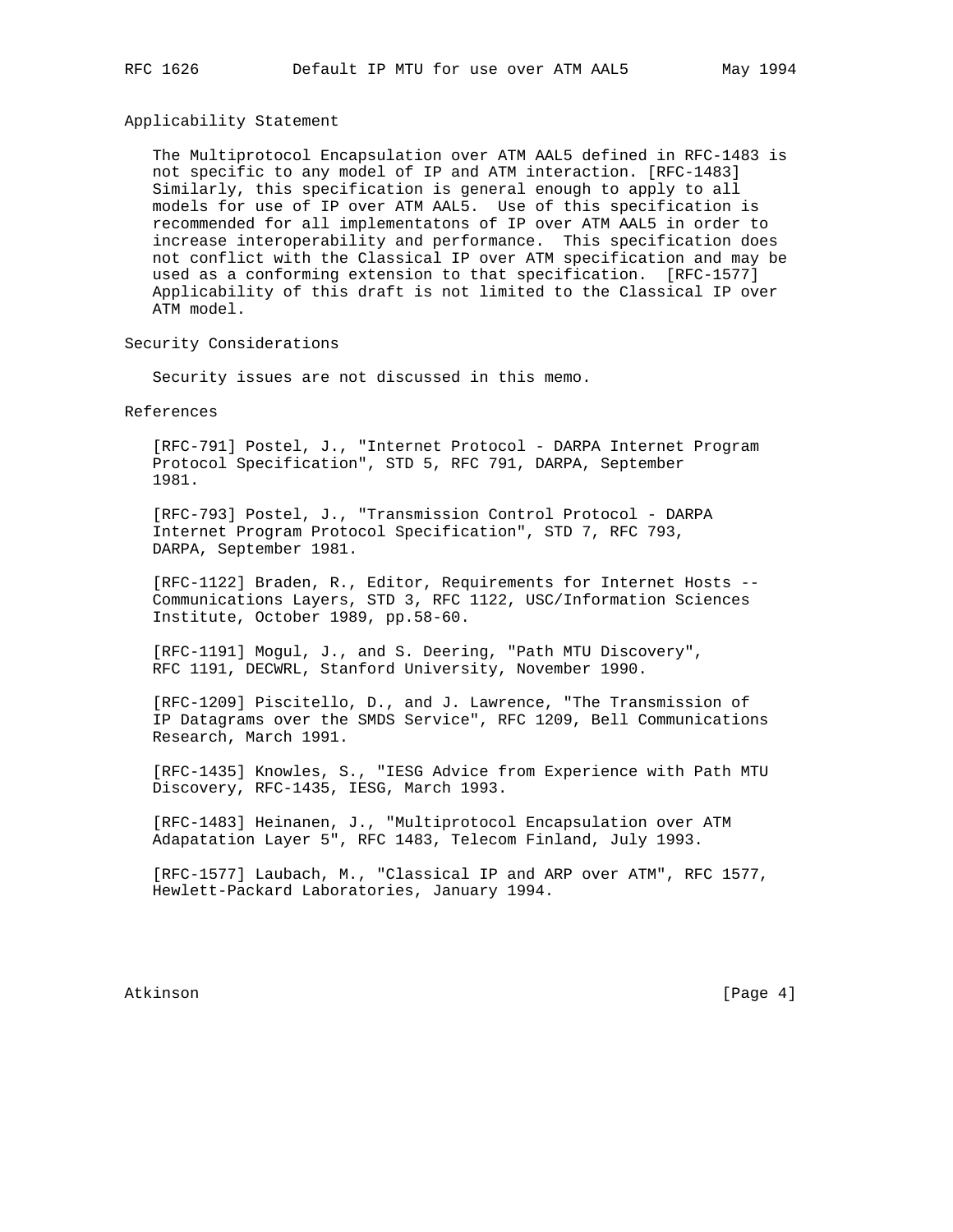## Applicability Statement

The Multiprotocol Encapsulation over ATM AAL5 defined in RFC-1483 is not specific to any model of IP and ATM interaction. [RFC-1483] Similarly, this specification is general enough to apply to all models for use of IP over ATM AAL5. Use of this specification is recommended for all implementatons of IP over ATM AAL5 in order to increase interoperability and performance. This specification does not conflict with the Classical IP over ATM specification and may be used as a conforming extension to that specification. [RFC-1577] Applicability of this draft is not limited to the Classical IP over ATM model.

## Security Considerations

Security issues are not discussed in this memo.

## References

[RFC-791] Postel, J., "Internet Protocol - DARPA Internet Program Protocol Specification", STD 5, RFC 791, DARPA, September 1981.

[RFC-793] Postel, J., "Transmission Control Protocol - DARPA Internet Program Protocol Specification", STD 7, RFC 793, DARPA, September 1981.

[RFC-1122] Braden, R., Editor, Requirements for Internet Hosts -- Communications Layers, STD 3, RFC 1122, USC/Information Sciences Institute, October 1989, pp.58-60.

[RFC-1191] Mogul, J., and S. Deering, "Path MTU Discovery", RFC 1191, DECWRL, Stanford University, November 1990.

[RFC-1209] Piscitello, D., and J. Lawrence, "The Transmission of IP Datagrams over the SMDS Service", RFC 1209, Bell Communications Research, March 1991.

[RFC-1435] Knowles, S., "IESG Advice from Experience with Path MTU Discovery, RFC-1435, IESG, March 1993.

[RFC-1483] Heinanen, J., "Multiprotocol Encapsulation over ATM Adapatation Layer 5", RFC 1483, Telecom Finland, July 1993.

[RFC-1577] Laubach, M., "Classical IP and ARP over ATM", RFC 1577, Hewlett-Packard Laboratories, January 1994.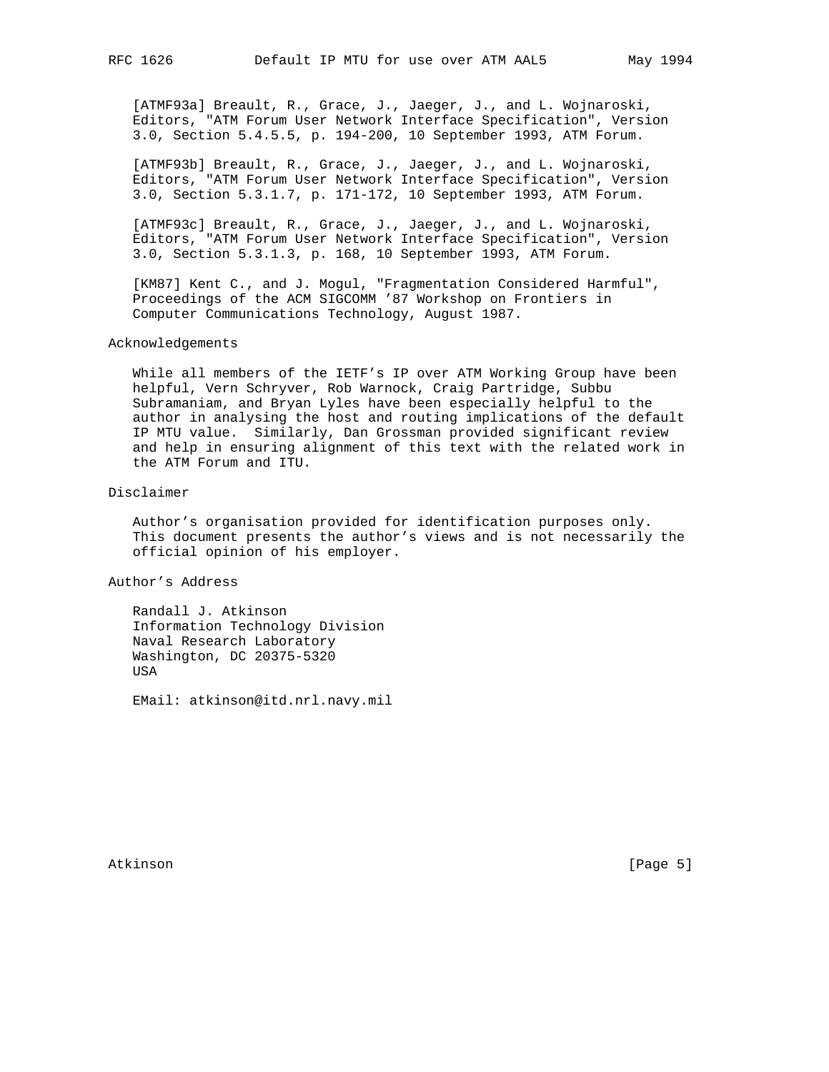[ATMF93a] Breault, R., Grace, J., Jaeger, J., and L. Wojnaroski, Editors, "ATM Forum User Network Interface Specification", Version 3.0, Section 5.4.5.5, p. 194-200, 10 September 1993, ATM Forum.

[ATMF93b] Breault, R., Grace, J., Jaeger, J., and L. Wojnaroski, Editors, "ATM Forum User Network Interface Specification", Version 3.0, Section 5.3.1.7, p. 171-172, 10 September 1993, ATM Forum.

[ATMF93c] Breault, R., Grace, J., Jaeger, J., and L. Wojnaroski, Editors, "ATM Forum User Network Interface Specification", Version 3.0, Section 5.3.1.3, p. 168, 10 September 1993, ATM Forum.

[KM87] Kent C., and J. Mogul, "Fragmentation Considered Harmful", Proceedings of the ACM SIGCOMM '87 Workshop on Frontiers in Computer Communications Technology, August 1987.

## Acknowledgements

While all members of the IETF's IP over ATM Working Group have been helpful, Vern Schryver, Rob Warnock, Craig Partridge, Subbu Subramaniam, and Bryan Lyles have been especially helpful to the author in analysing the host and routing implications of the default IP MTU value. Similarly, Dan Grossman provided significant review and help in ensuring alignment of this text with the related work in the ATM Forum and ITU.

## Disclaimer

Author's organisation provided for identification purposes only. This document presents the author's views and is not necessarily the official opinion of his employer.

## Author's Address

Randall J. Atkinson
Information Technology Division
Naval Research Laboratory
Washington, DC 20375-5320
USA

EMail: atkinson@itd.nrl.navy.mil